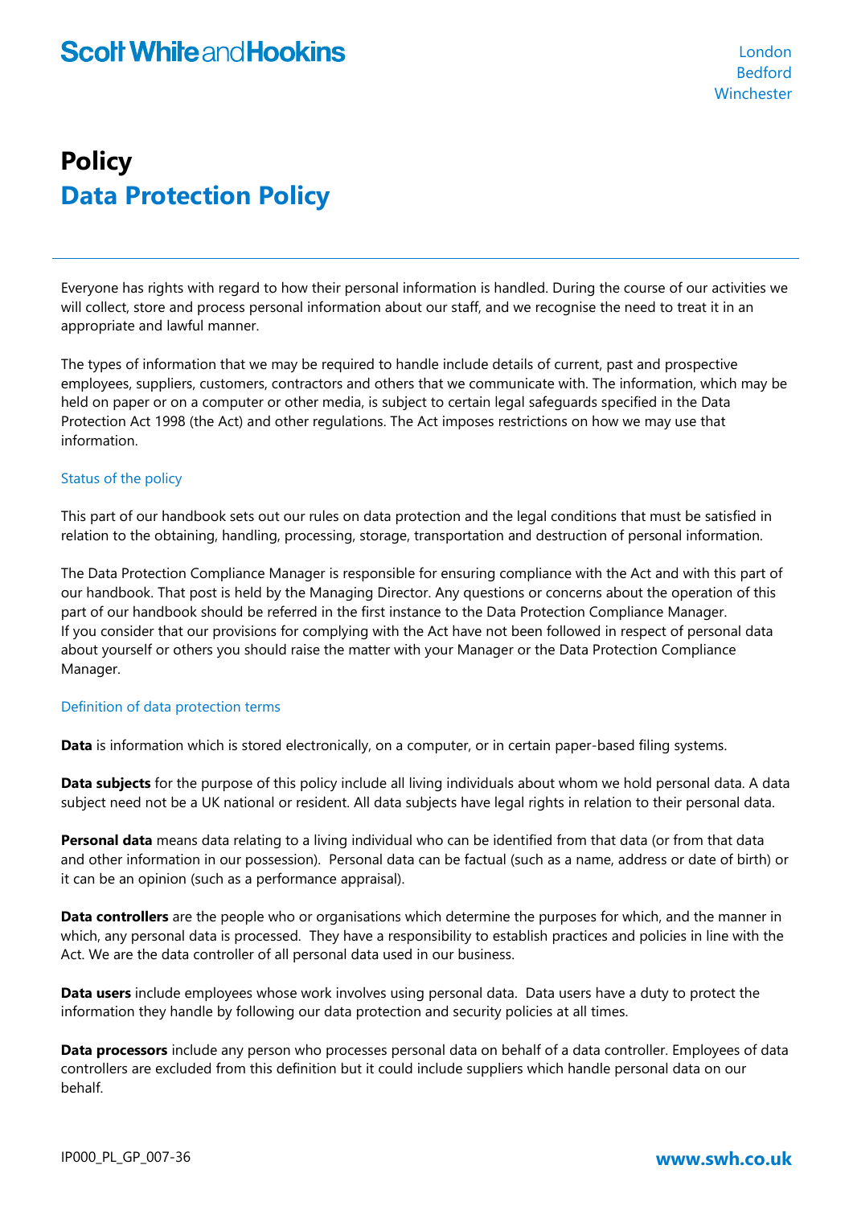# Policy

## Data Protection Policy

Everyone has rights with regard to how their personal information is handled. During the course of our activities we will collect, store and process personal information about our staff, and we recognise the need to treat it in an appropriate and lawful manner.

The types of information that we may be required to handle include details of current, past and prospective employees, suppliers, customers, contractors and others that we communicate with. The information, which may be held on paper or on a computer or other media, is subject to certain legal safeguards specified in the Data Protection Act 1998 (the Act) and other regulations. The Act imposes restrictions on how we may use that information.

### Status of the policy

This part of our handbook sets out our rules on data protection and the legal conditions that must be satisfied in relation to the obtaining, handling, processing, storage, transportation and destruction of personal information.

The Data Protection Compliance Manager is responsible for ensuring compliance with the Act and with this part of our handbook. That post is held by the Managing Director. Any questions or concerns about the operation of this part of our handbook should be referred in the first instance to the Data Protection Compliance Manager. If you consider that our provisions for complying with the Act have not been followed in respect of personal data about yourself or others you should raise the matter with your Manager or the Data Protection Compliance Manager.

### Definition of data protection terms

**Data** is information which is stored electronically, on a computer, or in certain paper-based filing systems.

**Data subjects** for the purpose of this policy include all living individuals about whom we hold personal data. A data subject need not be a UK national or resident. All data subjects have legal rights in relation to their personal data.

**Personal data** means data relating to a living individual who can be identified from that data (or from that data and other information in our possession). Personal data can be factual (such as a name, address or date of birth) or it can be an opinion (such as a performance appraisal).

**Data controllers** are the people who or organisations which determine the purposes for which, and the manner in which, any personal data is processed. They have a responsibility to establish practices and policies in line with the Act. We are the data controller of all personal data used in our business.

**Data users** include employees whose work involves using personal data. Data users have a duty to protect the information they handle by following our data protection and security policies at all times.

**Data processors** include any person who processes personal data on behalf of a data controller. Employees of data controllers are excluded from this definition but it could include suppliers which handle personal data on our behalf.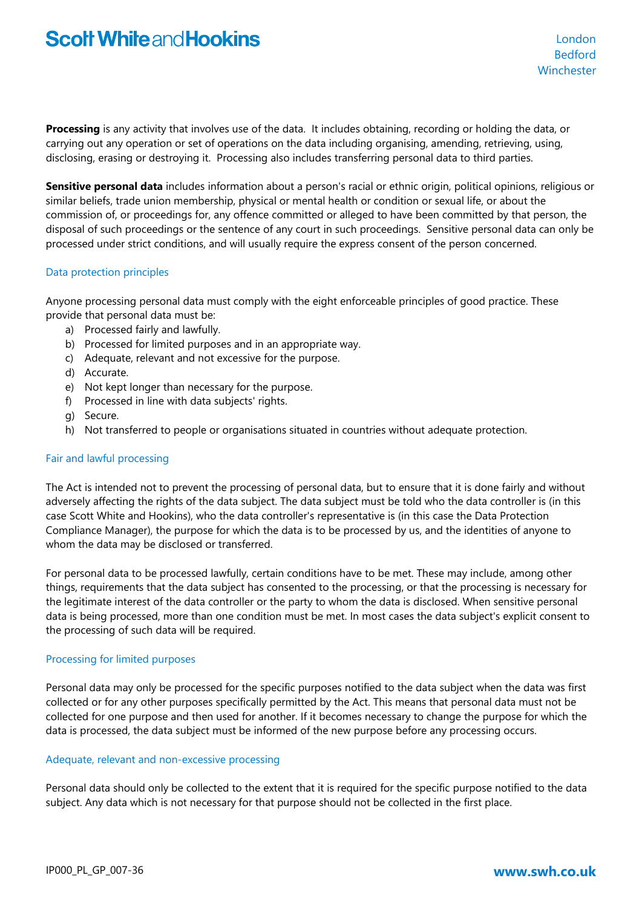**Processing** is any activity that involves use of the data. It includes obtaining, recording or holding the data, or carrying out any operation or set of operations on the data including organising, amending, retrieving, using, disclosing, erasing or destroying it. Processing also includes transferring personal data to third parties.

**Sensitive personal data** includes information about a person's racial or ethnic origin, political opinions, religious or similar beliefs, trade union membership, physical or mental health or condition or sexual life, or about the commission of, or proceedings for, any offence committed or alleged to have been committed by that person, the disposal of such proceedings or the sentence of any court in such proceedings. Sensitive personal data can only be processed under strict conditions, and will usually require the express consent of the person concerned.

## Data protection principles

Anyone processing personal data must comply with the eight enforceable principles of good practice. These provide that personal data must be:

a) Processed fairly and lawfully.
b) Processed for limited purposes and in an appropriate way.
c) Adequate, relevant and not excessive for the purpose.
d) Accurate.
e) Not kept longer than necessary for the purpose.
f) Processed in line with data subjects' rights.
g) Secure.
h) Not transferred to people or organisations situated in countries without adequate protection.

## Fair and lawful processing

The Act is intended not to prevent the processing of personal data, but to ensure that it is done fairly and without adversely affecting the rights of the data subject. The data subject must be told who the data controller is (in this case Scott White and Hookins), who the data controller's representative is (in this case the Data Protection Compliance Manager), the purpose for which the data is to be processed by us, and the identities of anyone to whom the data may be disclosed or transferred.

For personal data to be processed lawfully, certain conditions have to be met. These may include, among other things, requirements that the data subject has consented to the processing, or that the processing is necessary for the legitimate interest of the data controller or the party to whom the data is disclosed. When sensitive personal data is being processed, more than one condition must be met. In most cases the data subject's explicit consent to the processing of such data will be required.

## Processing for limited purposes

Personal data may only be processed for the specific purposes notified to the data subject when the data was first collected or for any other purposes specifically permitted by the Act. This means that personal data must not be collected for one purpose and then used for another. If it becomes necessary to change the purpose for which the data is processed, the data subject must be informed of the new purpose before any processing occurs.

## Adequate, relevant and non-excessive processing

Personal data should only be collected to the extent that it is required for the specific purpose notified to the data subject. Any data which is not necessary for that purpose should not be collected in the first place.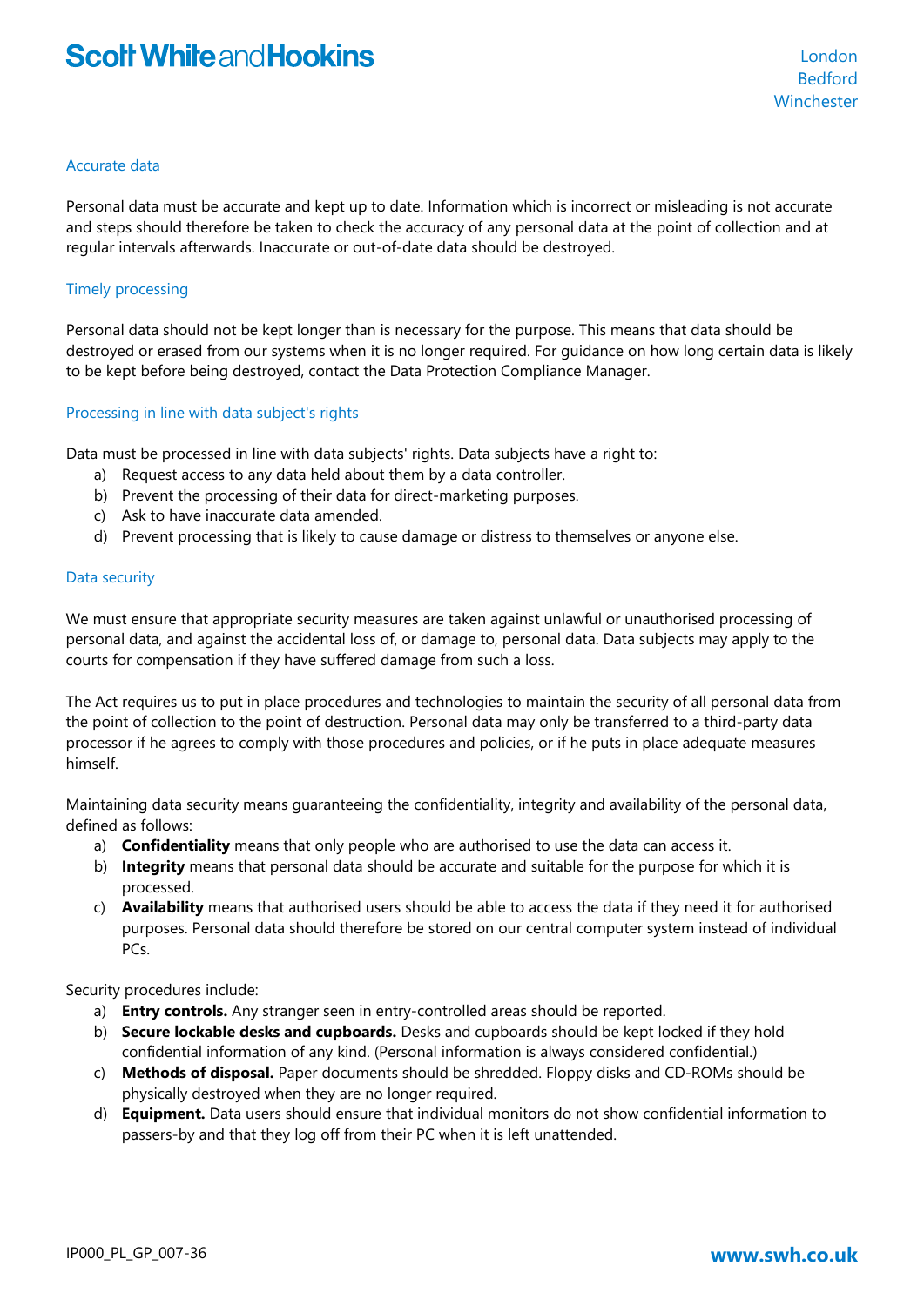### Accurate data

Personal data must be accurate and kept up to date. Information which is incorrect or misleading is not accurate and steps should therefore be taken to check the accuracy of any personal data at the point of collection and at regular intervals afterwards. Inaccurate or out-of-date data should be destroyed.

### Timely processing

Personal data should not be kept longer than is necessary for the purpose. This means that data should be destroyed or erased from our systems when it is no longer required. For guidance on how long certain data is likely to be kept before being destroyed, contact the Data Protection Compliance Manager.

### Processing in line with data subject's rights

Data must be processed in line with data subjects' rights. Data subjects have a right to:

a) Request access to any data held about them by a data controller.
b) Prevent the processing of their data for direct-marketing purposes.
c) Ask to have inaccurate data amended.
d) Prevent processing that is likely to cause damage or distress to themselves or anyone else.

### Data security

We must ensure that appropriate security measures are taken against unlawful or unauthorised processing of personal data, and against the accidental loss of, or damage to, personal data. Data subjects may apply to the courts for compensation if they have suffered damage from such a loss.

The Act requires us to put in place procedures and technologies to maintain the security of all personal data from the point of collection to the point of destruction. Personal data may only be transferred to a third-party data processor if he agrees to comply with those procedures and policies, or if he puts in place adequate measures himself.

Maintaining data security means guaranteeing the confidentiality, integrity and availability of the personal data, defined as follows:

a) **Confidentiality** means that only people who are authorised to use the data can access it.
b) **Integrity** means that personal data should be accurate and suitable for the purpose for which it is processed.
c) **Availability** means that authorised users should be able to access the data if they need it for authorised purposes. Personal data should therefore be stored on our central computer system instead of individual PCs.

Security procedures include:

a) **Entry controls.** Any stranger seen in entry-controlled areas should be reported.
b) **Secure lockable desks and cupboards.** Desks and cupboards should be kept locked if they hold confidential information of any kind. (Personal information is always considered confidential.)
c) **Methods of disposal.** Paper documents should be shredded. Floppy disks and CD-ROMs should be physically destroyed when they are no longer required.
d) **Equipment.** Data users should ensure that individual monitors do not show confidential information to passers-by and that they log off from their PC when it is left unattended.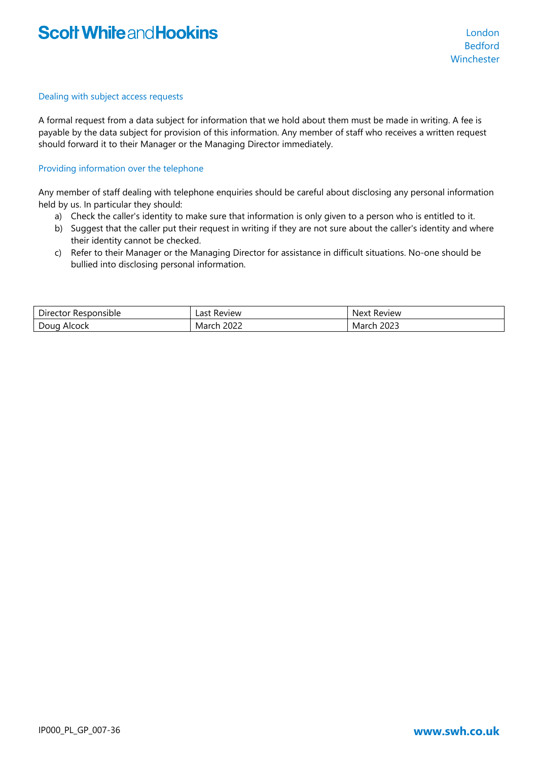## Dealing with subject access requests

A formal request from a data subject for information that we hold about them must be made in writing. A fee is payable by the data subject for provision of this information. Any member of staff who receives a written request should forward it to their Manager or the Managing Director immediately.

## Providing information over the telephone

Any member of staff dealing with telephone enquiries should be careful about disclosing any personal information held by us. In particular they should:

a) Check the caller's identity to make sure that information is only given to a person who is entitled to it.
b) Suggest that the caller put their request in writing if they are not sure about the caller's identity and where their identity cannot be checked.
c) Refer to their Manager or the Managing Director for assistance in difficult situations. No-one should be bullied into disclosing personal information.

| Director Responsible | Last Review | Next Review |
|---|---|---|
| Doug Alcock | March 2022 | March 2023 |